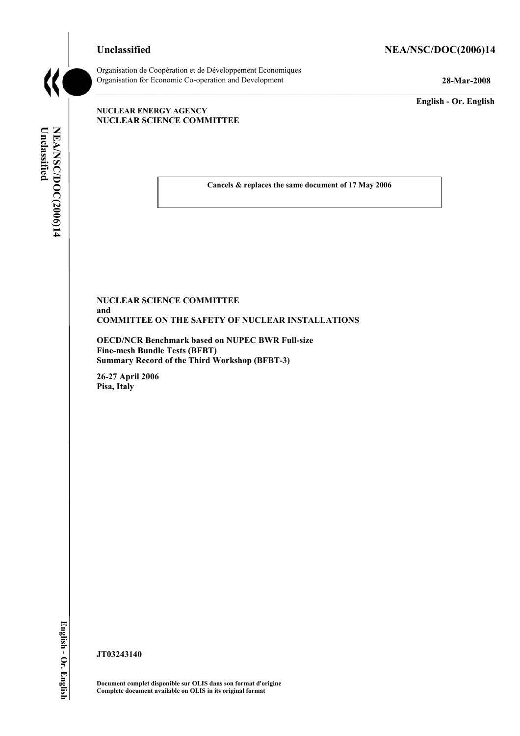**Unclassified** **NEA/NSC/DOC(2006)14**

Organisation de Coopération et de Développement Economiques
Organisation for Economic Co-operation and Development **28-Mar-2008**

**English - Or. English**

**NUCLEAR ENERGY AGENCY**
**NUCLEAR SCIENCE COMMITTEE**

**Cancels & replaces the same document of 17 May 2006**

**NUCLEAR SCIENCE COMMITTEE**
**and**
**COMMITTEE ON THE SAFETY OF NUCLEAR INSTALLATIONS**

**OECD/NCR Benchmark based on NUPEC BWR Full-size Fine-mesh Bundle Tests (BFBT)**
**Summary Record of the Third Workshop (BFBT-3)**

**26-27 April 2006**
**Pisa, Italy**

**JT03243140**

**Document complet disponible sur OLIS dans son format d'origine**
**Complete document available on OLIS in its original format**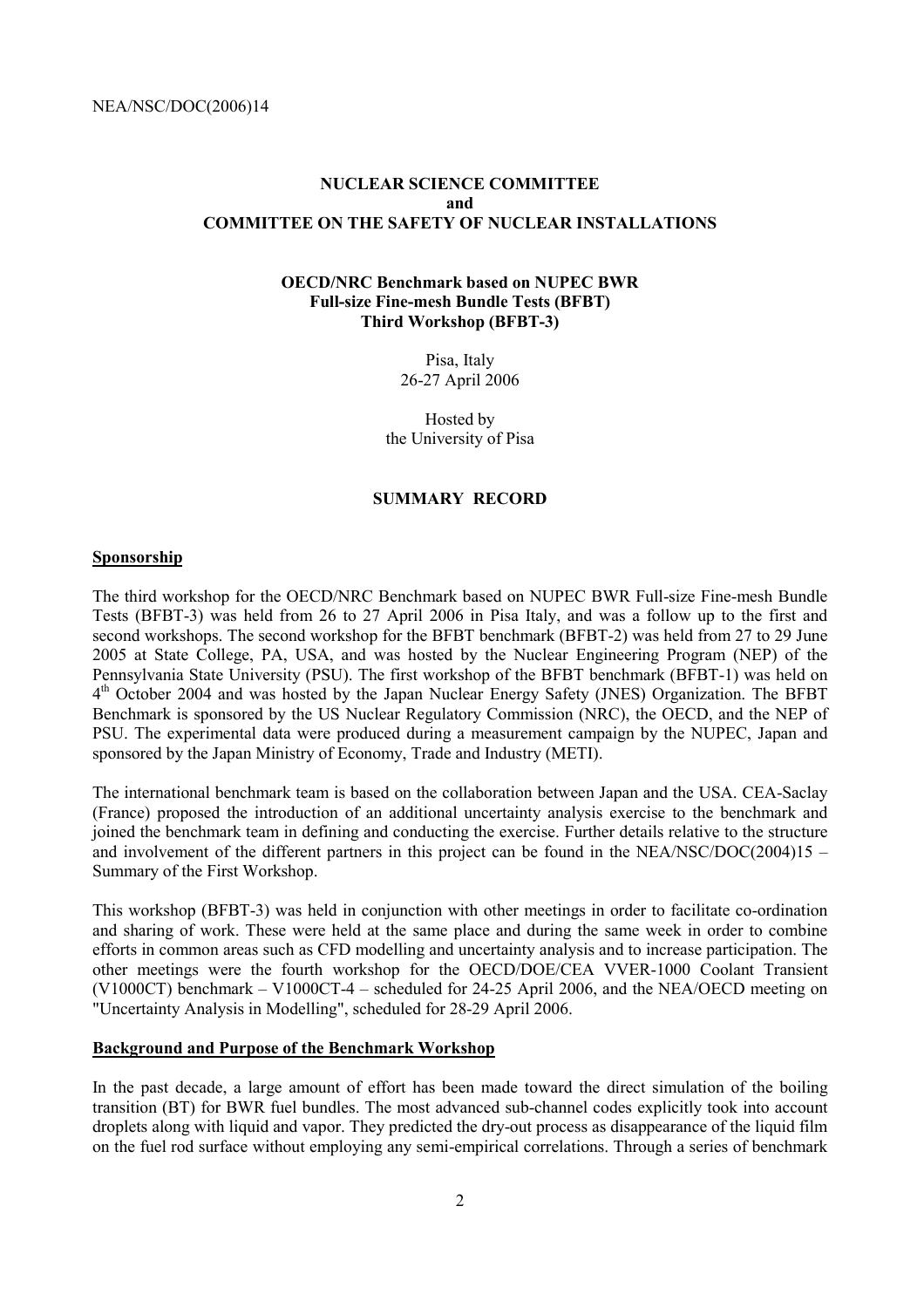**NUCLEAR SCIENCE COMMITTEE**
**and**
**COMMITTEE ON THE SAFETY OF NUCLEAR INSTALLATIONS**

**OECD/NRC Benchmark based on NUPEC BWR**
**Full-size Fine-mesh Bundle Tests (BFBT)**
**Third Workshop (BFBT-3)**

Pisa, Italy
26-27 April 2006

Hosted by
the University of Pisa

## SUMMARY RECORD

### Sponsorship

The third workshop for the OECD/NRC Benchmark based on NUPEC BWR Full-size Fine-mesh Bundle Tests (BFBT-3) was held from 26 to 27 April 2006 in Pisa Italy, and was a follow up to the first and second workshops. The second workshop for the BFBT benchmark (BFBT-2) was held from 27 to 29 June 2005 at State College, PA, USA, and was hosted by the Nuclear Engineering Program (NEP) of the Pennsylvania State University (PSU). The first workshop of the BFBT benchmark (BFBT-1) was held on 4th October 2004 and was hosted by the Japan Nuclear Energy Safety (JNES) Organization. The BFBT Benchmark is sponsored by the US Nuclear Regulatory Commission (NRC), the OECD, and the NEP of PSU. The experimental data were produced during a measurement campaign by the NUPEC, Japan and sponsored by the Japan Ministry of Economy, Trade and Industry (METI).

The international benchmark team is based on the collaboration between Japan and the USA. CEA-Saclay (France) proposed the introduction of an additional uncertainty analysis exercise to the benchmark and joined the benchmark team in defining and conducting the exercise. Further details relative to the structure and involvement of the different partners in this project can be found in the NEA/NSC/DOC(2004)15 – Summary of the First Workshop.

This workshop (BFBT-3) was held in conjunction with other meetings in order to facilitate co-ordination and sharing of work. These were held at the same place and during the same week in order to combine efforts in common areas such as CFD modelling and uncertainty analysis and to increase participation. The other meetings were the fourth workshop for the OECD/DOE/CEA VVER-1000 Coolant Transient (V1000CT) benchmark – V1000CT-4 – scheduled for 24-25 April 2006, and the NEA/OECD meeting on "Uncertainty Analysis in Modelling", scheduled for 28-29 April 2006.

### Background and Purpose of the Benchmark Workshop

In the past decade, a large amount of effort has been made toward the direct simulation of the boiling transition (BT) for BWR fuel bundles. The most advanced sub-channel codes explicitly took into account droplets along with liquid and vapor. They predicted the dry-out process as disappearance of the liquid film on the fuel rod surface without employing any semi-empirical correlations. Through a series of benchmark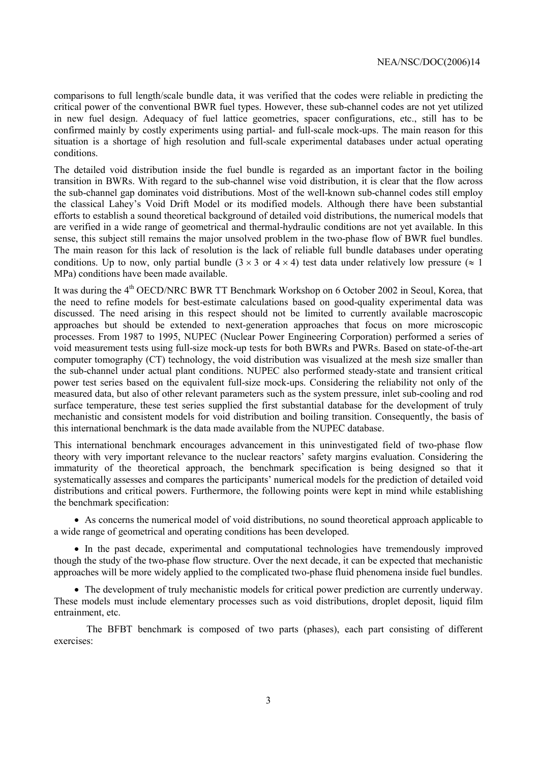comparisons to full length/scale bundle data, it was verified that the codes were reliable in predicting the critical power of the conventional BWR fuel types. However, these sub-channel codes are not yet utilized in new fuel design. Adequacy of fuel lattice geometries, spacer configurations, etc., still has to be confirmed mainly by costly experiments using partial- and full-scale mock-ups. The main reason for this situation is a shortage of high resolution and full-scale experimental databases under actual operating conditions.

The detailed void distribution inside the fuel bundle is regarded as an important factor in the boiling transition in BWRs. With regard to the sub-channel wise void distribution, it is clear that the flow across the sub-channel gap dominates void distributions. Most of the well-known sub-channel codes still employ the classical Lahey's Void Drift Model or its modified models. Although there have been substantial efforts to establish a sound theoretical background of detailed void distributions, the numerical models that are verified in a wide range of geometrical and thermal-hydraulic conditions are not yet available. In this sense, this subject still remains the major unsolved problem in the two-phase flow of BWR fuel bundles. The main reason for this lack of resolution is the lack of reliable full bundle databases under operating conditions. Up to now, only partial bundle ($3 \times 3$ or $4 \times 4$) test data under relatively low pressure ($\approx 1$ MPa) conditions have been made available.

It was during the 4th OECD/NRC BWR TT Benchmark Workshop on 6 October 2002 in Seoul, Korea, that the need to refine models for best-estimate calculations based on good-quality experimental data was discussed. The need arising in this respect should not be limited to currently available macroscopic approaches but should be extended to next-generation approaches that focus on more microscopic processes. From 1987 to 1995, NUPEC (Nuclear Power Engineering Corporation) performed a series of void measurement tests using full-size mock-up tests for both BWRs and PWRs. Based on state-of-the-art computer tomography (CT) technology, the void distribution was visualized at the mesh size smaller than the sub-channel under actual plant conditions. NUPEC also performed steady-state and transient critical power test series based on the equivalent full-size mock-ups. Considering the reliability not only of the measured data, but also of other relevant parameters such as the system pressure, inlet sub-cooling and rod surface temperature, these test series supplied the first substantial database for the development of truly mechanistic and consistent models for void distribution and boiling transition. Consequently, the basis of this international benchmark is the data made available from the NUPEC database.

This international benchmark encourages advancement in this uninvestigated field of two-phase flow theory with very important relevance to the nuclear reactors' safety margins evaluation. Considering the immaturity of the theoretical approach, the benchmark specification is being designed so that it systematically assesses and compares the participants' numerical models for the prediction of detailed void distributions and critical powers. Furthermore, the following points were kept in mind while establishing the benchmark specification:

- As concerns the numerical model of void distributions, no sound theoretical approach applicable to a wide range of geometrical and operating conditions has been developed.
- In the past decade, experimental and computational technologies have tremendously improved though the study of the two-phase flow structure. Over the next decade, it can be expected that mechanistic approaches will be more widely applied to the complicated two-phase fluid phenomena inside fuel bundles.
- The development of truly mechanistic models for critical power prediction are currently underway. These models must include elementary processes such as void distributions, droplet deposit, liquid film entrainment, etc.

The BFBT benchmark is composed of two parts (phases), each part consisting of different exercises: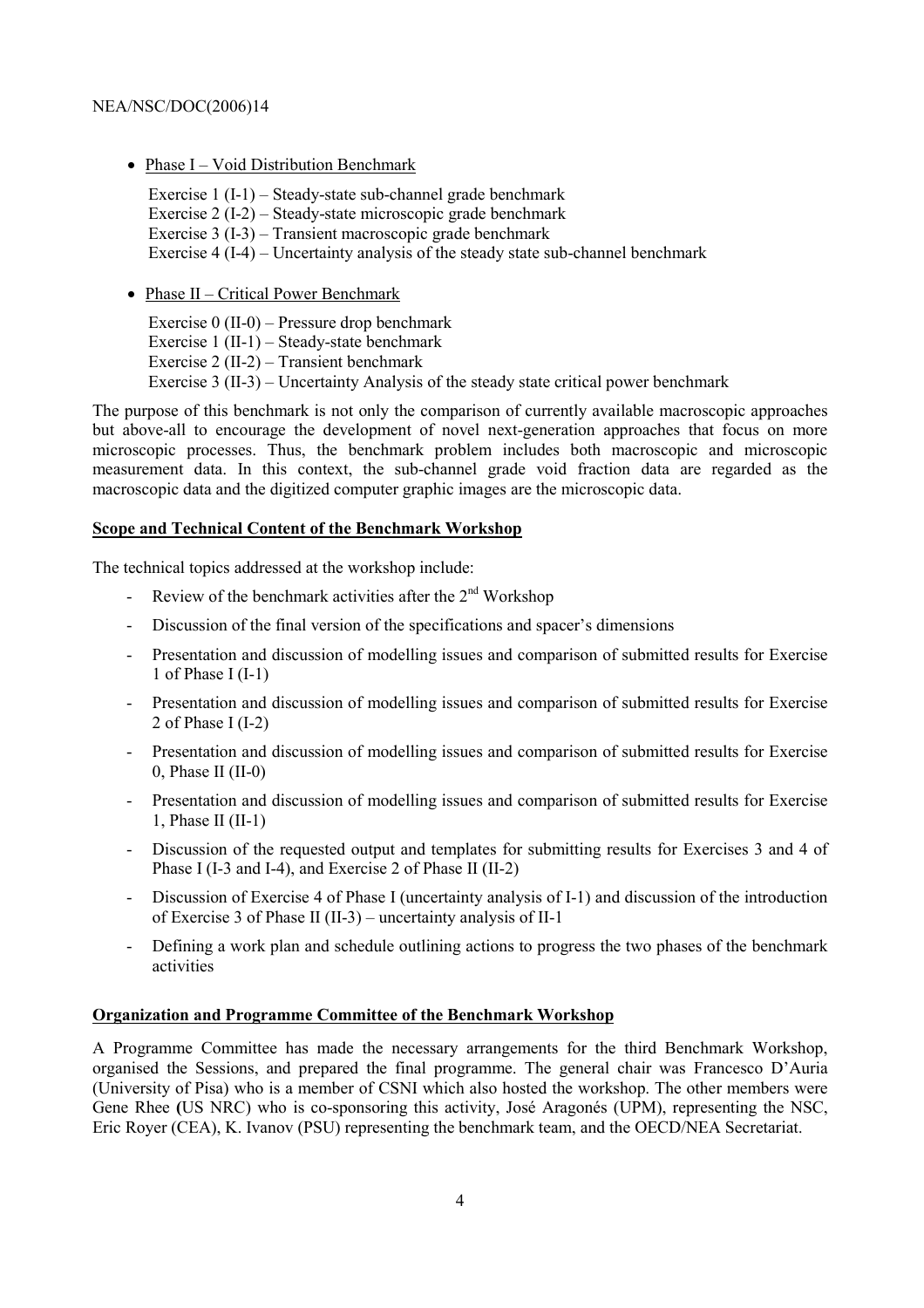- <u>Phase I – Void Distribution Benchmark</u>

  Exercise 1 (I-1) – Steady-state sub-channel grade benchmark
  Exercise 2 (I-2) – Steady-state microscopic grade benchmark
  Exercise 3 (I-3) – Transient macroscopic grade benchmark
  Exercise 4 (I-4) – Uncertainty analysis of the steady state sub-channel benchmark

- <u>Phase II – Critical Power Benchmark</u>

  Exercise 0 (II-0) – Pressure drop benchmark
  Exercise 1 (II-1) – Steady-state benchmark
  Exercise 2 (II-2) – Transient benchmark
  Exercise 3 (II-3) – Uncertainty Analysis of the steady state critical power benchmark

The purpose of this benchmark is not only the comparison of currently available macroscopic approaches but above-all to encourage the development of novel next-generation approaches that focus on more microscopic processes. Thus, the benchmark problem includes both macroscopic and microscopic measurement data. In this context, the sub-channel grade void fraction data are regarded as the macroscopic data and the digitized computer graphic images are the microscopic data.

**<u>Scope and Technical Content of the Benchmark Workshop</u>**

The technical topics addressed at the workshop include:

- Review of the benchmark activities after the 2nd Workshop
- Discussion of the final version of the specifications and spacer's dimensions
- Presentation and discussion of modelling issues and comparison of submitted results for Exercise 1 of Phase I (I-1)
- Presentation and discussion of modelling issues and comparison of submitted results for Exercise 2 of Phase I (I-2)
- Presentation and discussion of modelling issues and comparison of submitted results for Exercise 0, Phase II (II-0)
- Presentation and discussion of modelling issues and comparison of submitted results for Exercise 1, Phase II (II-1)
- Discussion of the requested output and templates for submitting results for Exercises 3 and 4 of Phase I (I-3 and I-4), and Exercise 2 of Phase II (II-2)
- Discussion of Exercise 4 of Phase I (uncertainty analysis of I-1) and discussion of the introduction of Exercise 3 of Phase II (II-3) – uncertainty analysis of II-1
- Defining a work plan and schedule outlining actions to progress the two phases of the benchmark activities

**<u>Organization and Programme Committee of the Benchmark Workshop</u>**

A Programme Committee has made the necessary arrangements for the third Benchmark Workshop, organised the Sessions, and prepared the final programme. The general chair was Francesco D'Auria (University of Pisa) who is a member of CSNI which also hosted the workshop. The other members were Gene Rhee (US NRC) who is co-sponsoring this activity, José Aragonés (UPM), representing the NSC, Eric Royer (CEA), K. Ivanov (PSU) representing the benchmark team, and the OECD/NEA Secretariat.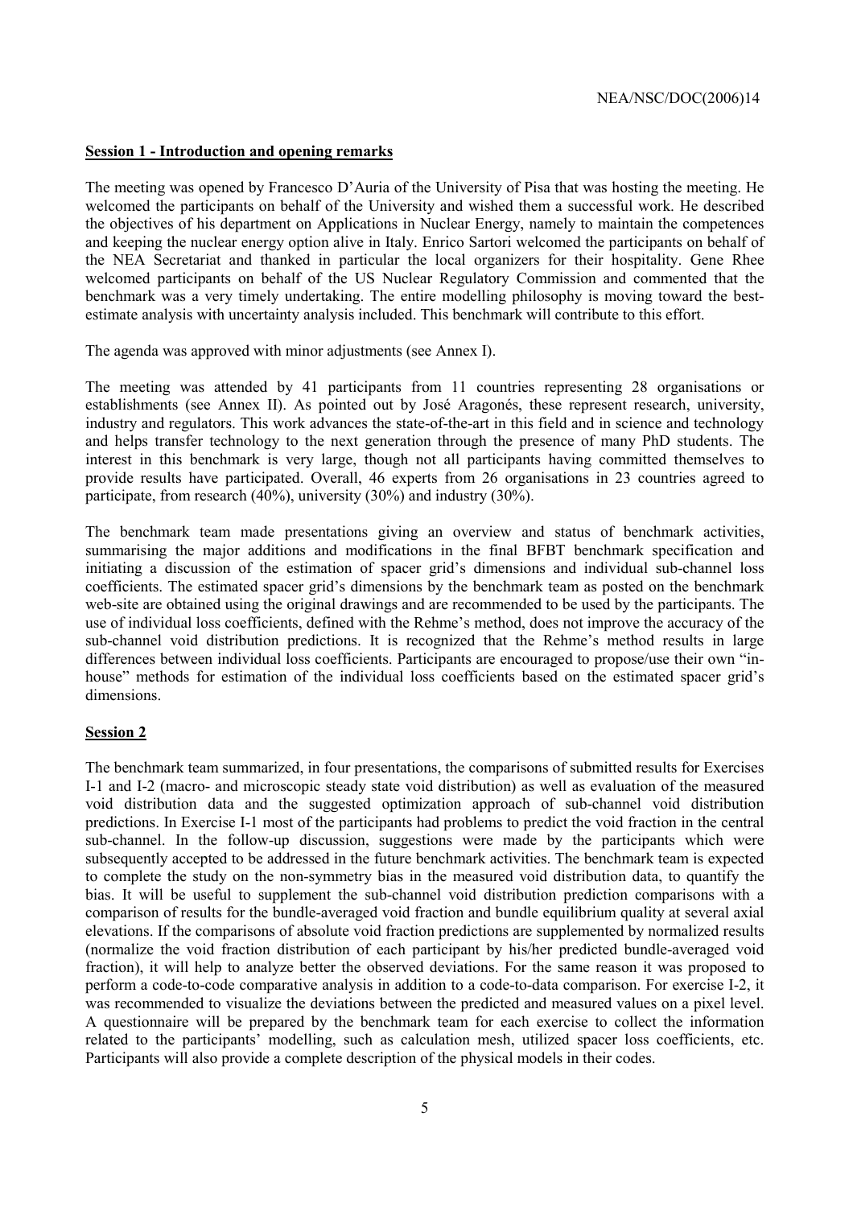**Session 1 - Introduction and opening remarks**

The meeting was opened by Francesco D'Auria of the University of Pisa that was hosting the meeting. He welcomed the participants on behalf of the University and wished them a successful work. He described the objectives of his department on Applications in Nuclear Energy, namely to maintain the competences and keeping the nuclear energy option alive in Italy. Enrico Sartori welcomed the participants on behalf of the NEA Secretariat and thanked in particular the local organizers for their hospitality. Gene Rhee welcomed participants on behalf of the US Nuclear Regulatory Commission and commented that the benchmark was a very timely undertaking. The entire modelling philosophy is moving toward the best-estimate analysis with uncertainty analysis included. This benchmark will contribute to this effort.

The agenda was approved with minor adjustments (see Annex I).

The meeting was attended by 41 participants from 11 countries representing 28 organisations or establishments (see Annex II). As pointed out by José Aragonés, these represent research, university, industry and regulators. This work advances the state-of-the-art in this field and in science and technology and helps transfer technology to the next generation through the presence of many PhD students. The interest in this benchmark is very large, though not all participants having committed themselves to provide results have participated. Overall, 46 experts from 26 organisations in 23 countries agreed to participate, from research (40%), university (30%) and industry (30%).

The benchmark team made presentations giving an overview and status of benchmark activities, summarising the major additions and modifications in the final BFBT benchmark specification and initiating a discussion of the estimation of spacer grid's dimensions and individual sub-channel loss coefficients. The estimated spacer grid's dimensions by the benchmark team as posted on the benchmark web-site are obtained using the original drawings and are recommended to be used by the participants. The use of individual loss coefficients, defined with the Rehme's method, does not improve the accuracy of the sub-channel void distribution predictions. It is recognized that the Rehme's method results in large differences between individual loss coefficients. Participants are encouraged to propose/use their own "in-house" methods for estimation of the individual loss coefficients based on the estimated spacer grid's dimensions.

**Session 2**

The benchmark team summarized, in four presentations, the comparisons of submitted results for Exercises I-1 and I-2 (macro- and microscopic steady state void distribution) as well as evaluation of the measured void distribution data and the suggested optimization approach of sub-channel void distribution predictions. In Exercise I-1 most of the participants had problems to predict the void fraction in the central sub-channel. In the follow-up discussion, suggestions were made by the participants which were subsequently accepted to be addressed in the future benchmark activities. The benchmark team is expected to complete the study on the non-symmetry bias in the measured void distribution data, to quantify the bias. It will be useful to supplement the sub-channel void distribution prediction comparisons with a comparison of results for the bundle-averaged void fraction and bundle equilibrium quality at several axial elevations. If the comparisons of absolute void fraction predictions are supplemented by normalized results (normalize the void fraction distribution of each participant by his/her predicted bundle-averaged void fraction), it will help to analyze better the observed deviations. For the same reason it was proposed to perform a code-to-code comparative analysis in addition to a code-to-data comparison. For exercise I-2, it was recommended to visualize the deviations between the predicted and measured values on a pixel level. A questionnaire will be prepared by the benchmark team for each exercise to collect the information related to the participants' modelling, such as calculation mesh, utilized spacer loss coefficients, etc. Participants will also provide a complete description of the physical models in their codes.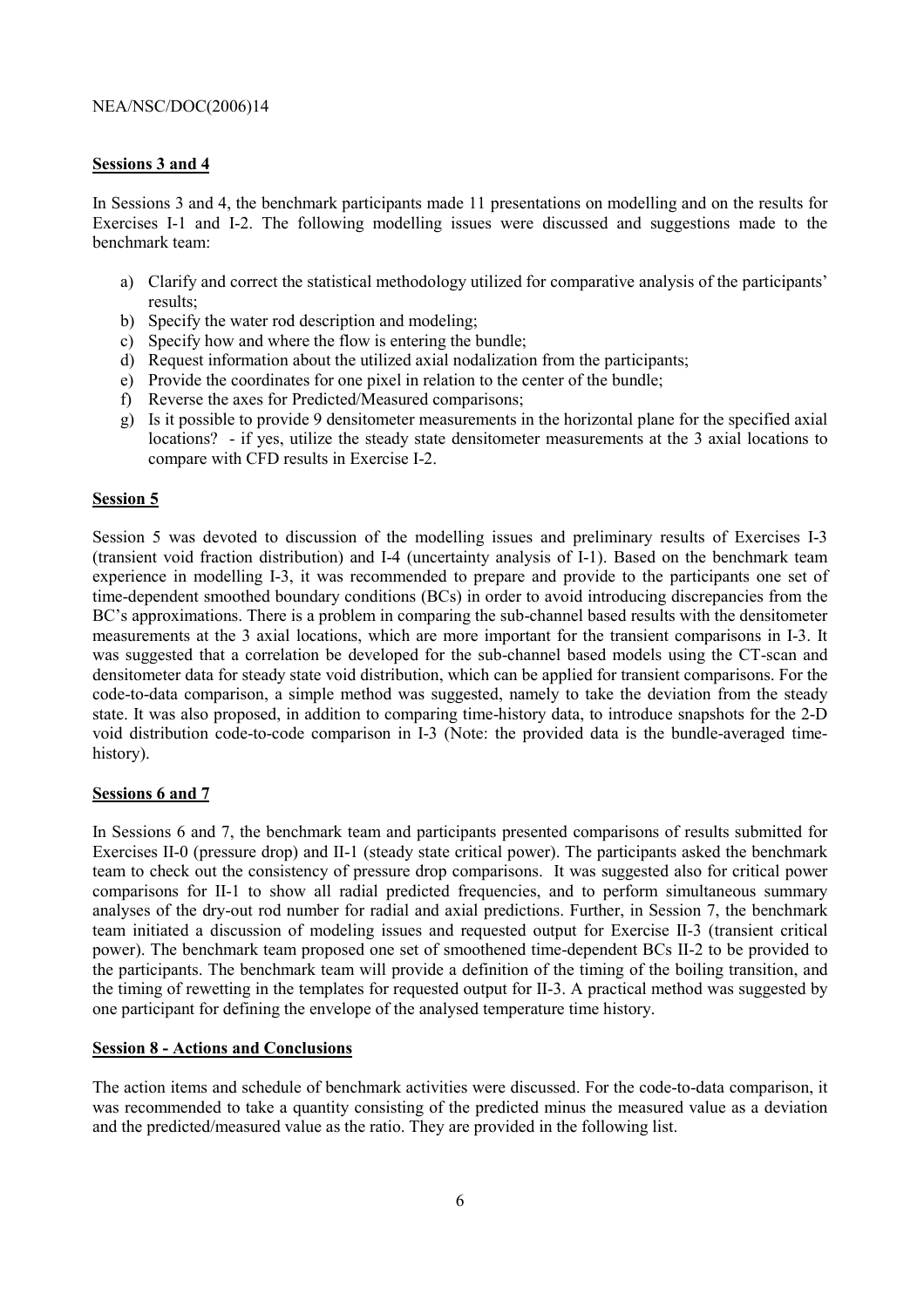**Sessions 3 and 4**

In Sessions 3 and 4, the benchmark participants made 11 presentations on modelling and on the results for Exercises I-1 and I-2. The following modelling issues were discussed and suggestions made to the benchmark team:

a) Clarify and correct the statistical methodology utilized for comparative analysis of the participants' results;
b) Specify the water rod description and modeling;
c) Specify how and where the flow is entering the bundle;
d) Request information about the utilized axial nodalization from the participants;
e) Provide the coordinates for one pixel in relation to the center of the bundle;
f) Reverse the axes for Predicted/Measured comparisons;
g) Is it possible to provide 9 densitometer measurements in the horizontal plane for the specified axial locations? - if yes, utilize the steady state densitometer measurements at the 3 axial locations to compare with CFD results in Exercise I-2.

**Session 5**

Session 5 was devoted to discussion of the modelling issues and preliminary results of Exercises I-3 (transient void fraction distribution) and I-4 (uncertainty analysis of I-1). Based on the benchmark team experience in modelling I-3, it was recommended to prepare and provide to the participants one set of time-dependent smoothed boundary conditions (BCs) in order to avoid introducing discrepancies from the BC's approximations. There is a problem in comparing the sub-channel based results with the densitometer measurements at the 3 axial locations, which are more important for the transient comparisons in I-3. It was suggested that a correlation be developed for the sub-channel based models using the CT-scan and densitometer data for steady state void distribution, which can be applied for transient comparisons. For the code-to-data comparison, a simple method was suggested, namely to take the deviation from the steady state. It was also proposed, in addition to comparing time-history data, to introduce snapshots for the 2-D void distribution code-to-code comparison in I-3 (Note: the provided data is the bundle-averaged time-history).

**Sessions 6 and 7**

In Sessions 6 and 7, the benchmark team and participants presented comparisons of results submitted for Exercises II-0 (pressure drop) and II-1 (steady state critical power). The participants asked the benchmark team to check out the consistency of pressure drop comparisons. It was suggested also for critical power comparisons for II-1 to show all radial predicted frequencies, and to perform simultaneous summary analyses of the dry-out rod number for radial and axial predictions. Further, in Session 7, the benchmark team initiated a discussion of modeling issues and requested output for Exercise II-3 (transient critical power). The benchmark team proposed one set of smoothened time-dependent BCs II-2 to be provided to the participants. The benchmark team will provide a definition of the timing of the boiling transition, and the timing of rewetting in the templates for requested output for II-3. A practical method was suggested by one participant for defining the envelope of the analysed temperature time history.

**Session 8 - Actions and Conclusions**

The action items and schedule of benchmark activities were discussed. For the code-to-data comparison, it was recommended to take a quantity consisting of the predicted minus the measured value as a deviation and the predicted/measured value as the ratio. They are provided in the following list.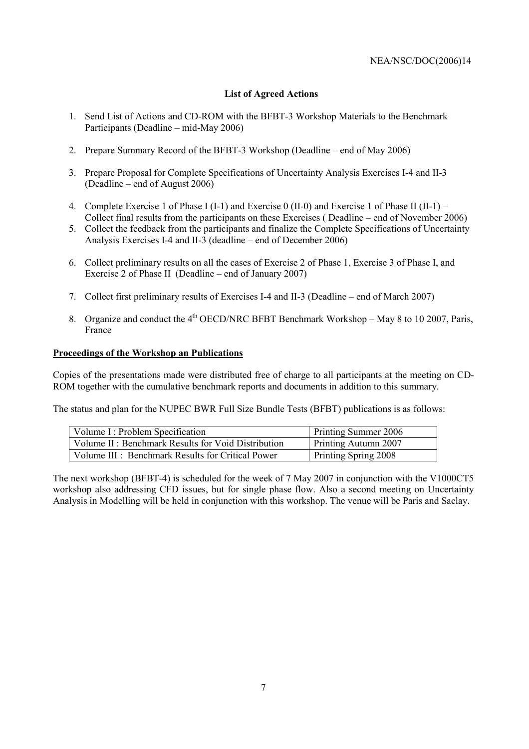**List of Agreed Actions**

1. Send List of Actions and CD-ROM with the BFBT-3 Workshop Materials to the Benchmark Participants (Deadline – mid-May 2006)

2. Prepare Summary Record of the BFBT-3 Workshop (Deadline – end of May 2006)

3. Prepare Proposal for Complete Specifications of Uncertainty Analysis Exercises I-4 and II-3 (Deadline – end of August 2006)

4. Complete Exercise 1 of Phase I (I-1) and Exercise 0 (II-0) and Exercise 1 of Phase II (II-1) – Collect final results from the participants on these Exercises ( Deadline – end of November 2006)
5. Collect the feedback from the participants and finalize the Complete Specifications of Uncertainty Analysis Exercises I-4 and II-3 (deadline – end of December 2006)

6. Collect preliminary results on all the cases of Exercise 2 of Phase 1, Exercise 3 of Phase I, and Exercise 2 of Phase II (Deadline – end of January 2007)

7. Collect first preliminary results of Exercises I-4 and II-3 (Deadline – end of March 2007)

8. Organize and conduct the 4th OECD/NRC BFBT Benchmark Workshop – May 8 to 10 2007, Paris, France

**<u>Proceedings of the Workshop an Publications</u>**

Copies of the presentations made were distributed free of charge to all participants at the meeting on CD-ROM together with the cumulative benchmark reports and documents in addition to this summary.

The status and plan for the NUPEC BWR Full Size Bundle Tests (BFBT) publications is as follows:

| | |
|---|---|
| Volume I : Problem Specification | Printing Summer 2006 |
| Volume II : Benchmark Results for Void Distribution | Printing Autumn 2007 |
| Volume III : Benchmark Results for Critical Power | Printing Spring 2008 |

The next workshop (BFBT-4) is scheduled for the week of 7 May 2007 in conjunction with the V1000CT5 workshop also addressing CFD issues, but for single phase flow. Also a second meeting on Uncertainty Analysis in Modelling will be held in conjunction with this workshop. The venue will be Paris and Saclay.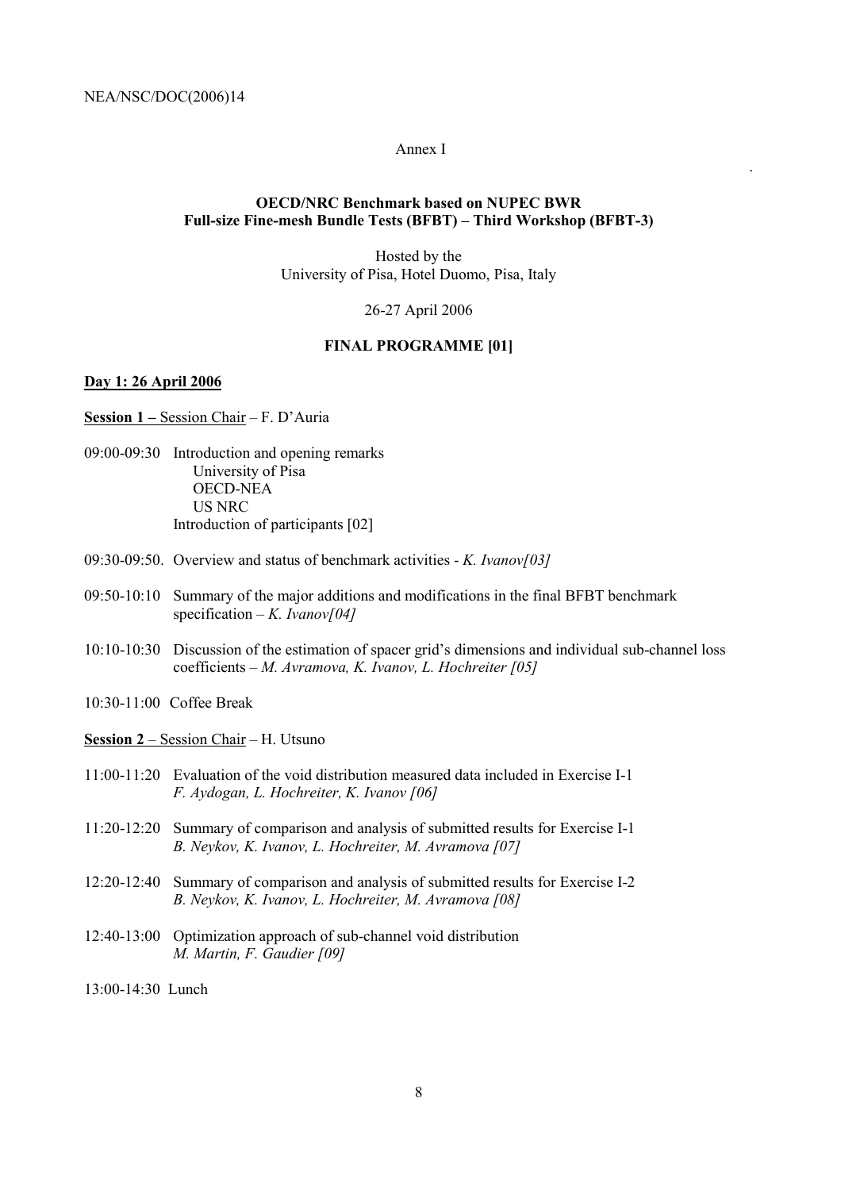Annex I

**OECD/NRC Benchmark based on NUPEC BWR Full-size Fine-mesh Bundle Tests (BFBT) – Third Workshop (BFBT-3)**

Hosted by the
University of Pisa, Hotel Duomo, Pisa, Italy

26-27 April 2006

**FINAL PROGRAMME [01]**

**Day 1: 26 April 2006**

**Session 1 –** Session Chair – F. D'Auria

09:00-09:30 Introduction and opening remarks
University of Pisa
OECD-NEA
US NRC
Introduction of participants [02]

09:30-09:50. Overview and status of benchmark activities - *K. Ivanov[03]*

09:50-10:10 Summary of the major additions and modifications in the final BFBT benchmark specification – *K. Ivanov[04]*

10:10-10:30 Discussion of the estimation of spacer grid's dimensions and individual sub-channel loss coefficients – *M. Avramova, K. Ivanov, L. Hochreiter [05]*

10:30-11:00 Coffee Break

**Session 2** – Session Chair – H. Utsuno

11:00-11:20 Evaluation of the void distribution measured data included in Exercise I-1
*F. Aydogan, L. Hochreiter, K. Ivanov [06]*

11:20-12:20 Summary of comparison and analysis of submitted results for Exercise I-1
*B. Neykov, K. Ivanov, L. Hochreiter, M. Avramova [07]*

12:20-12:40 Summary of comparison and analysis of submitted results for Exercise I-2
*B. Neykov, K. Ivanov, L. Hochreiter, M. Avramova [08]*

12:40-13:00 Optimization approach of sub-channel void distribution
*M. Martin, F. Gaudier [09]*

13:00-14:30 Lunch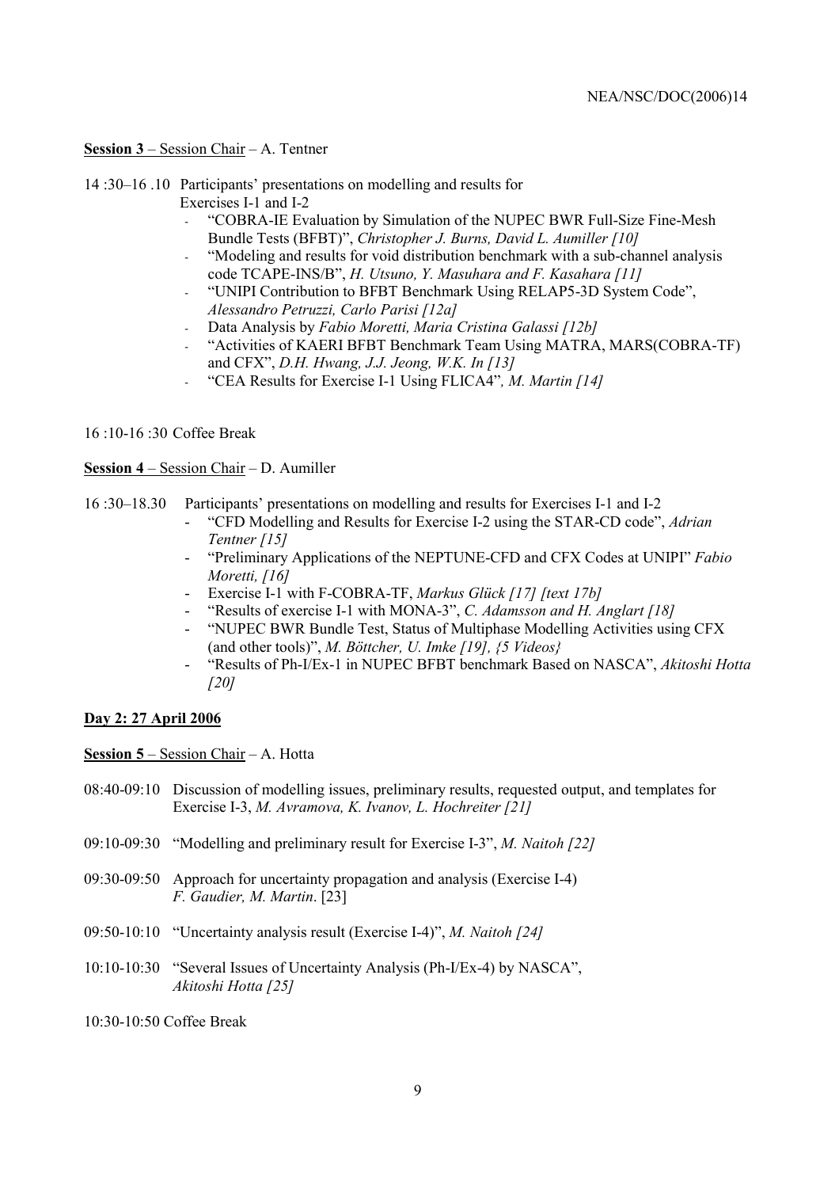**Session 3** – Session Chair – A. Tentner

14 :30–16 .10 Participants' presentations on modelling and results for Exercises I-1 and I-2

- "COBRA-IE Evaluation by Simulation of the NUPEC BWR Full-Size Fine-Mesh Bundle Tests (BFBT)", *Christopher J. Burns, David L. Aumiller [10]*
- "Modeling and results for void distribution benchmark with a sub-channel analysis code TCAPE-INS/B", *H. Utsuno, Y. Masuhara and F. Kasahara [11]*
- "UNIPI Contribution to BFBT Benchmark Using RELAP5-3D System Code", *Alessandro Petruzzi, Carlo Parisi [12a]*
- Data Analysis by *Fabio Moretti, Maria Cristina Galassi [12b]*
- "Activities of KAERI BFBT Benchmark Team Using MATRA, MARS(COBRA-TF) and CFX", *D.H. Hwang, J.J. Jeong, W.K. In [13]*
- "CEA Results for Exercise I-1 Using FLICA4", *M. Martin [14]*

16 :10-16 :30 Coffee Break

**Session 4** – Session Chair – D. Aumiller

16 :30–18.30 Participants' presentations on modelling and results for Exercises I-1 and I-2

- "CFD Modelling and Results for Exercise I-2 using the STAR-CD code", *Adrian Tentner [15]*
- "Preliminary Applications of the NEPTUNE-CFD and CFX Codes at UNIPI" *Fabio Moretti, [16]*
- Exercise I-1 with F-COBRA-TF, *Markus Glück [17] [text 17b]*
- "Results of exercise I-1 with MONA-3", *C. Adamsson and H. Anglart [18]*
- "NUPEC BWR Bundle Test, Status of Multiphase Modelling Activities using CFX (and other tools)", *M. Böttcher, U. Imke [19], {5 Videos}*
- "Results of Ph-I/Ex-1 in NUPEC BFBT benchmark Based on NASCA", *Akitoshi Hotta [20]*

**Day 2: 27 April 2006**

**Session 5** – Session Chair – A. Hotta

08:40-09:10 Discussion of modelling issues, preliminary results, requested output, and templates for Exercise I-3, *M. Avramova, K. Ivanov, L. Hochreiter [21]*

09:10-09:30 "Modelling and preliminary result for Exercise I-3", *M. Naitoh [22]*

09:30-09:50 Approach for uncertainty propagation and analysis (Exercise I-4) *F. Gaudier, M. Martin*. [23]

09:50-10:10 "Uncertainty analysis result (Exercise I-4)", *M. Naitoh [24]*

10:10-10:30 "Several Issues of Uncertainty Analysis (Ph-I/Ex-4) by NASCA", *Akitoshi Hotta [25]*

10:30-10:50 Coffee Break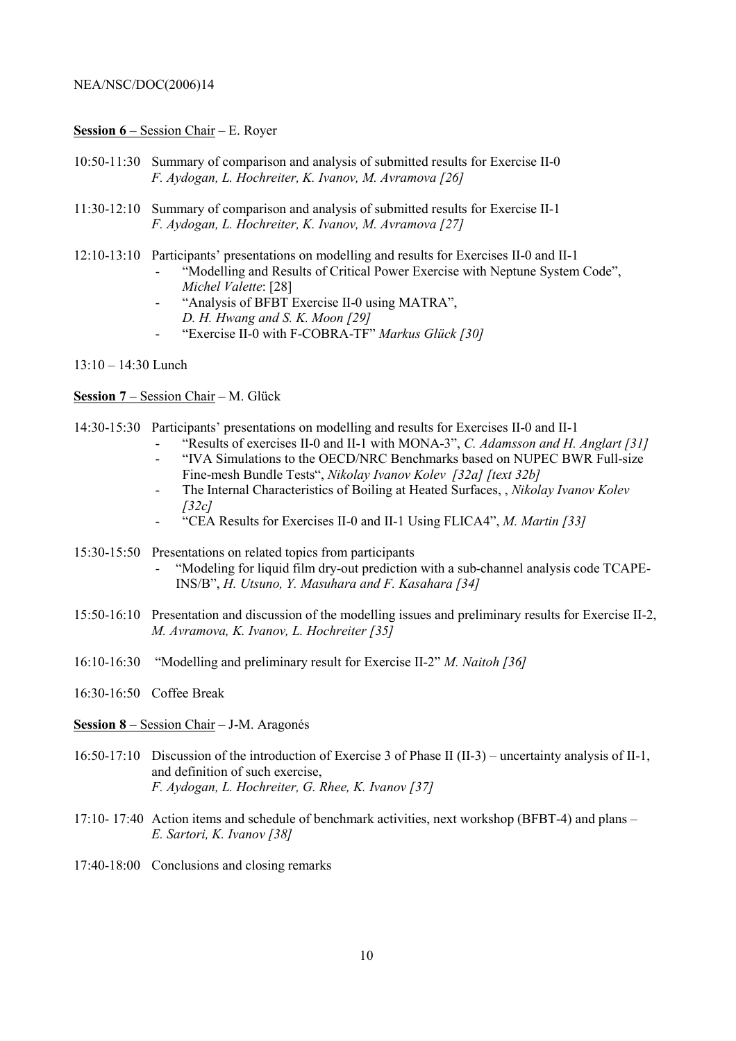**Session 6** – Session Chair – E. Royer

10:50-11:30 Summary of comparison and analysis of submitted results for Exercise II-0
*F. Aydogan, L. Hochreiter, K. Ivanov, M. Avramova [26]*

11:30-12:10 Summary of comparison and analysis of submitted results for Exercise II-1
*F. Aydogan, L. Hochreiter, K. Ivanov, M. Avramova [27]*

12:10-13:10 Participants' presentations on modelling and results for Exercises II-0 and II-1

- "Modelling and Results of Critical Power Exercise with Neptune System Code", *Michel Valette*: [28]
- "Analysis of BFBT Exercise II-0 using MATRA", *D. H. Hwang and S. K. Moon [29]*
- "Exercise II-0 with F-COBRA-TF" *Markus Glück [30]*

13:10 – 14:30 Lunch

**Session 7** – Session Chair – M. Glück

14:30-15:30 Participants' presentations on modelling and results for Exercises II-0 and II-1

- "Results of exercises II-0 and II-1 with MONA-3", *C. Adamsson and H. Anglart [31]*
- "IVA Simulations to the OECD/NRC Benchmarks based on NUPEC BWR Full-size Fine-mesh Bundle Tests", *Nikolay Ivanov Kolev [32a] [text 32b]*
- The Internal Characteristics of Boiling at Heated Surfaces, , *Nikolay Ivanov Kolev [32c]*
- "CEA Results for Exercises II-0 and II-1 Using FLICA4", *M. Martin [33]*

15:30-15:50 Presentations on related topics from participants

- "Modeling for liquid film dry-out prediction with a sub-channel analysis code TCAPE-INS/B", *H. Utsuno, Y. Masuhara and F. Kasahara [34]*

15:50-16:10 Presentation and discussion of the modelling issues and preliminary results for Exercise II-2, *M. Avramova, K. Ivanov, L. Hochreiter [35]*

16:10-16:30 "Modelling and preliminary result for Exercise II-2" *M. Naitoh [36]*

16:30-16:50 Coffee Break

**Session 8** – Session Chair – J-M. Aragonés

16:50-17:10 Discussion of the introduction of Exercise 3 of Phase II (II-3) – uncertainty analysis of II-1, and definition of such exercise,
*F. Aydogan, L. Hochreiter, G. Rhee, K. Ivanov [37]*

17:10- 17:40 Action items and schedule of benchmark activities, next workshop (BFBT-4) and plans – *E. Sartori, K. Ivanov [38]*

17:40-18:00 Conclusions and closing remarks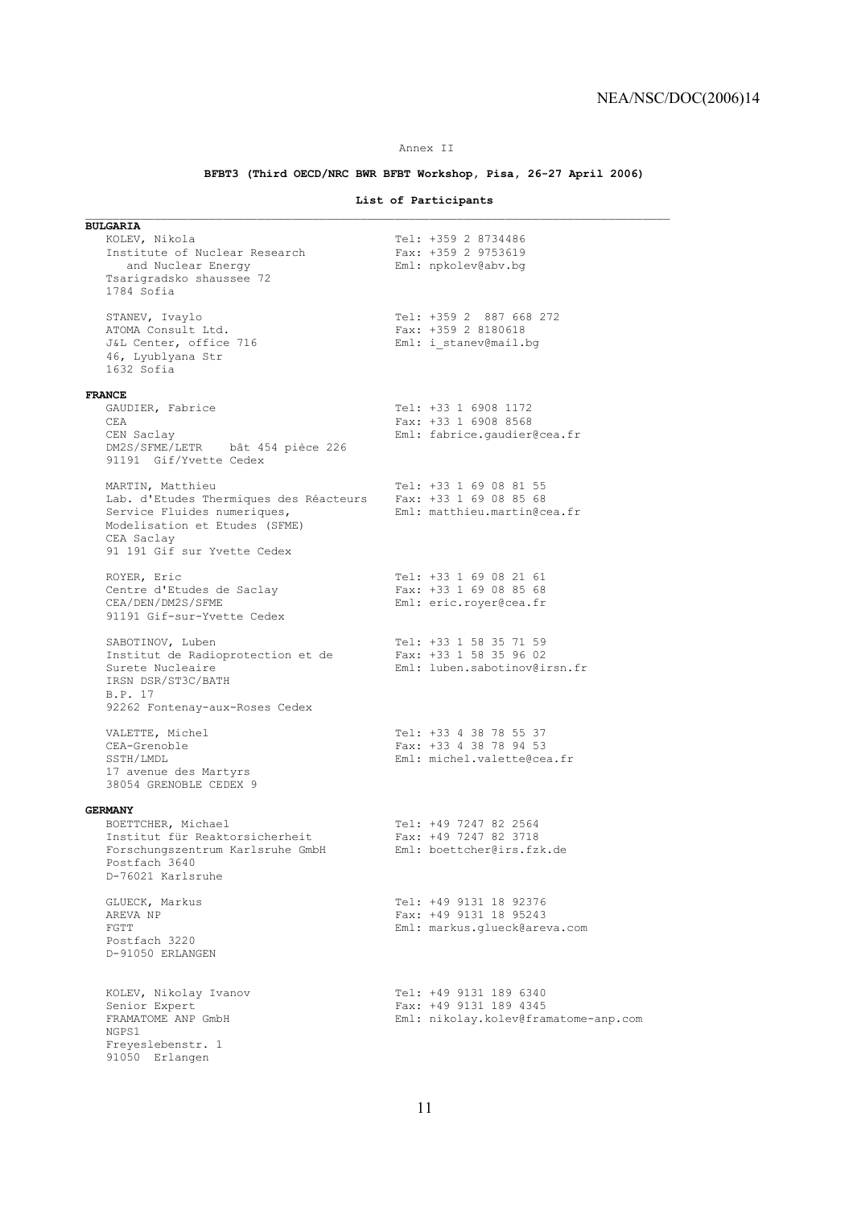Annex II

**BFBT3 (Third OECD/NRC BWR BFBT Workshop, Pisa, 26-27 April 2006)**

**List of Participants**

**BULGARIA**

KOLEV, Nikola
Institute of Nuclear Research and Nuclear Energy
Tsarigradsko shaussee 72
1784 Sofia
Tel: +359 2 8734486
Fax: +359 2 9753619
Eml: npkolev@abv.bg

STANEV, Ivaylo
ATOMA Consult Ltd.
J&L Center, office 716
46, Lyublyana Str
1632 Sofia
Tel: +359 2 887 668 272
Fax: +359 2 8180618
Eml: i_stanev@mail.bg

**FRANCE**

GAUDIER, Fabrice
CEA
CEN Saclay
DM2S/SFME/LETR bât 454 pièce 226
91191 Gif/Yvette Cedex
Tel: +33 1 6908 1172
Fax: +33 1 6908 8568
Eml: fabrice.gaudier@cea.fr

MARTIN, Matthieu
Lab. d'Etudes Thermiques des Réacteurs
Service Fluides numeriques,
Modelisation et Etudes (SFME)
CEA Saclay
91 191 Gif sur Yvette Cedex
Tel: +33 1 69 08 81 55
Fax: +33 1 69 08 85 68
Eml: matthieu.martin@cea.fr

ROYER, Eric
Centre d'Etudes de Saclay
CEA/DEN/DM2S/SFME
91191 Gif-sur-Yvette Cedex
Tel: +33 1 69 08 21 61
Fax: +33 1 69 08 85 68
Eml: eric.royer@cea.fr

SABOTINOV, Luben
Institut de Radioprotection et de Surete Nucleaire
IRSN DSR/ST3C/BATH
B.P. 17
92262 Fontenay-aux-Roses Cedex
Tel: +33 1 58 35 71 59
Fax: +33 1 58 35 96 02
Eml: luben.sabotinov@irsn.fr

VALETTE, Michel
CEA-Grenoble
SSTH/LMDL
17 avenue des Martyrs
38054 GRENOBLE CEDEX 9
Tel: +33 4 38 78 55 37
Fax: +33 4 38 78 94 53
Eml: michel.valette@cea.fr

**GERMANY**

BOETTCHER, Michael
Institut für Reaktorsicherheit
Forschungszentrum Karlsruhe GmbH
Postfach 3640
D-76021 Karlsruhe
Tel: +49 7247 82 2564
Fax: +49 7247 82 3718
Eml: boettcher@irs.fzk.de

GLUECK, Markus
AREVA NP
FGTT
Postfach 3220
D-91050 ERLANGEN
Tel: +49 9131 18 92376
Fax: +49 9131 18 95243
Eml: markus.glueck@areva.com

KOLEV, Nikolay Ivanov
Senior Expert
FRAMATOME ANP GmbH
NGPS1
Freyeslebenstr. 1
91050 Erlangen
Tel: +49 9131 189 6340
Fax: +49 9131 189 4345
Eml: nikolay.kolev@framatome-anp.com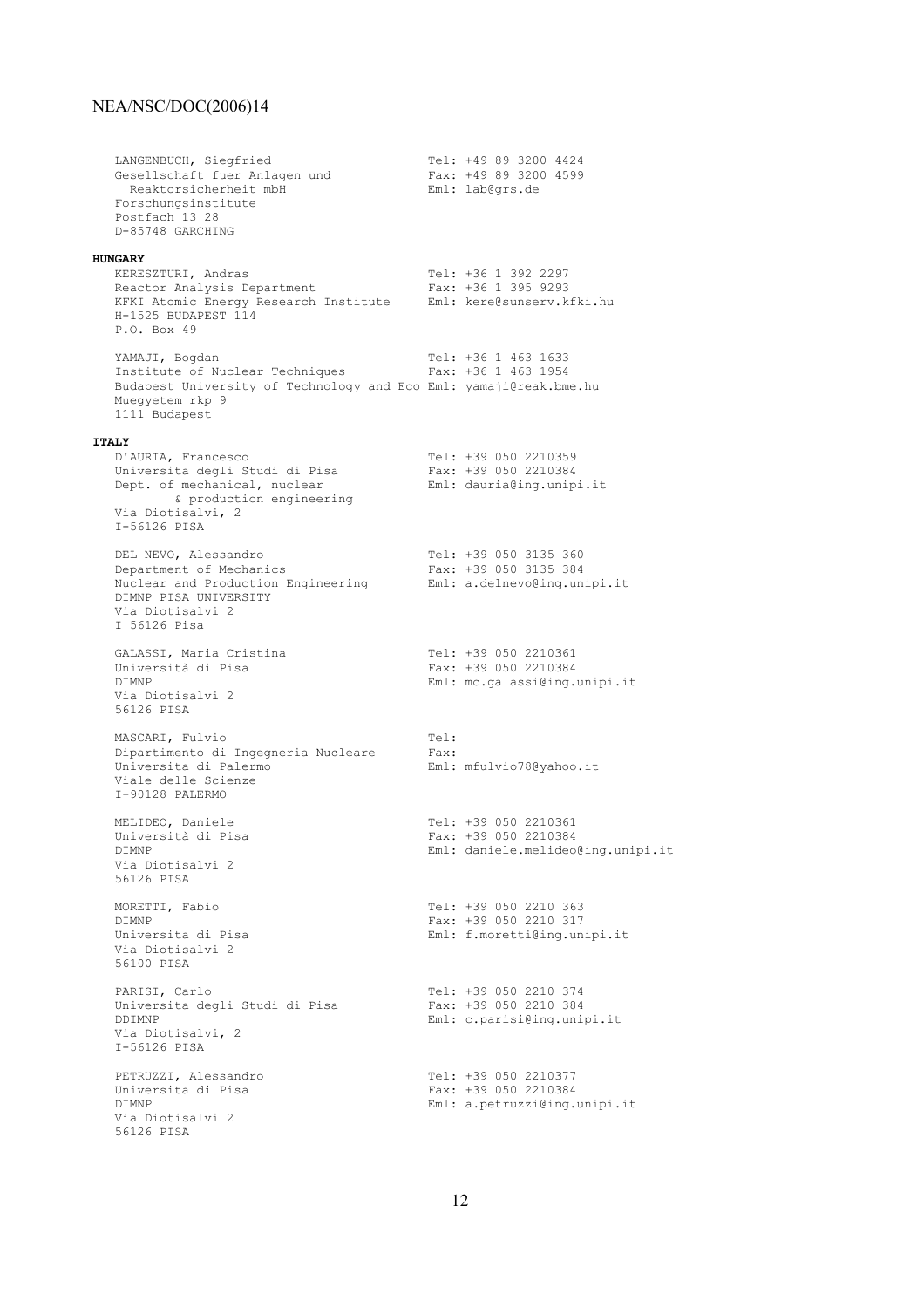LANGENBUCH, Siegfried
Gesellschaft fuer Anlagen und Reaktorsicherheit mbH
Forschungsinstitute
Postfach 13 28
D-85748 GARCHING

Tel: +49 89 3200 4424
Fax: +49 89 3200 4599
Eml: lab@grs.de

**HUNGARY**

KERESZTURI, Andras
Reactor Analysis Department
KFKI Atomic Energy Research Institute
H-1525 BUDAPEST 114
P.O. Box 49

Tel: +36 1 392 2297
Fax: +36 1 395 9293
Eml: kere@sunserv.kfki.hu

YAMAJI, Bogdan
Institute of Nuclear Techniques
Budapest University of Technology and Eco
Muegyetem rkp 9
1111 Budapest

Tel: +36 1 463 1633
Fax: +36 1 463 1954
Eml: yamaji@reak.bme.hu

**ITALY**

D'AURIA, Francesco
Universita degli Studi di Pisa
Dept. of mechanical, nuclear & production engineering
Via Diotisalvi, 2
I-56126 PISA

Tel: +39 050 2210359
Fax: +39 050 2210384
Eml: dauria@ing.unipi.it

DEL NEVO, Alessandro
Department of Mechanics
Nuclear and Production Engineering
DIMNP PISA UNIVERSITY
Via Diotisalvi 2
I 56126 Pisa

Tel: +39 050 3135 360
Fax: +39 050 3135 384
Eml: a.delnevo@ing.unipi.it

GALASSI, Maria Cristina
Università di Pisa
DIMNP
Via Diotisalvi 2
56126 PISA

Tel: +39 050 2210361
Fax: +39 050 2210384
Eml: mc.galassi@ing.unipi.it

MASCARI, Fulvio
Dipartimento di Ingegneria Nucleare
Universita di Palermo
Viale delle Scienze
I-90128 PALERMO

Tel:
Fax:
Eml: mfulvio78@yahoo.it

MELIDEO, Daniele
Università di Pisa
DIMNP
Via Diotisalvi 2
56126 PISA

Tel: +39 050 2210361
Fax: +39 050 2210384
Eml: daniele.melideo@ing.unipi.it

MORETTI, Fabio
DIMNP
Universita di Pisa
Via Diotisalvi 2
56100 PISA

Tel: +39 050 2210 363
Fax: +39 050 2210 317
Eml: f.moretti@ing.unipi.it

PARISI, Carlo
Universita degli Studi di Pisa
DDIMNP
Via Diotisalvi, 2
I-56126 PISA

Tel: +39 050 2210 374
Fax: +39 050 2210 384
Eml: c.parisi@ing.unipi.it

PETRUZZI, Alessandro
Universita di Pisa
DIMNP
Via Diotisalvi 2
56126 PISA

Tel: +39 050 2210377
Fax: +39 050 2210384
Eml: a.petruzzi@ing.unipi.it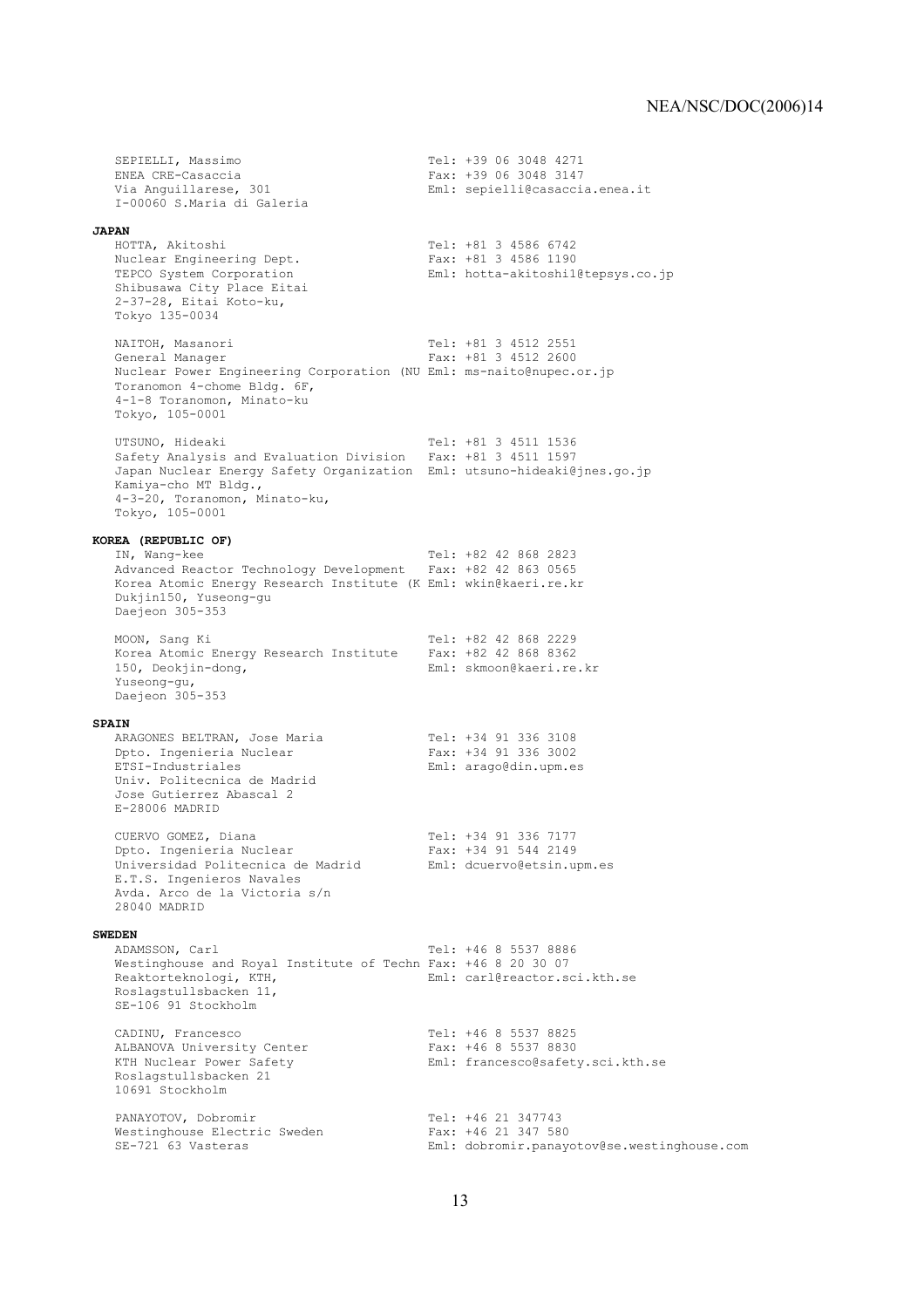SEPIELLI, Massimo
ENEA CRE-Casaccia
Via Anguillarese, 301
I-00060 S.Maria di Galeria
Tel: +39 06 3048 4271
Fax: +39 06 3048 3147
Eml: sepielli@casaccia.enea.it

**JAPAN**

HOTTA, Akitoshi
Nuclear Engineering Dept.
TEPCO System Corporation
Shibusawa City Place Eitai
2-37-28, Eitai Koto-ku,
Tokyo 135-0034
Tel: +81 3 4586 6742
Fax: +81 3 4586 1190
Eml: hotta-akitoshi1@tepsys.co.jp

NAITOH, Masanori
General Manager
Nuclear Power Engineering Corporation (NU
Toranomon 4-chome Bldg. 6F,
4-1-8 Toranomon, Minato-ku
Tokyo, 105-0001
Tel: +81 3 4512 2551
Fax: +81 3 4512 2600
Eml: ms-naito@nupec.or.jp

UTSUNO, Hideaki
Safety Analysis and Evaluation Division
Japan Nuclear Energy Safety Organization
Kamiya-cho MT Bldg.,
4-3-20, Toranomon, Minato-ku,
Tokyo, 105-0001
Tel: +81 3 4511 1536
Fax: +81 3 4511 1597
Eml: utsuno-hideaki@jnes.go.jp

**KOREA (REPUBLIC OF)**

IN, Wang-kee
Advanced Reactor Technology Development
Korea Atomic Energy Research Institute (K
Dukjin150, Yuseong-gu
Daejeon 305-353
Tel: +82 42 868 2823
Fax: +82 42 863 0565
Eml: wkin@kaeri.re.kr

MOON, Sang Ki
Korea Atomic Energy Research Institute
150, Deokjin-dong,
Yuseong-gu,
Daejeon 305-353
Tel: +82 42 868 2229
Fax: +82 42 868 8362
Eml: skmoon@kaeri.re.kr

**SPAIN**

ARAGONES BELTRAN, Jose Maria
Dpto. Ingenieria Nuclear
ETSI-Industriales
Univ. Politecnica de Madrid
Jose Gutierrez Abascal 2
E-28006 MADRID
Tel: +34 91 336 3108
Fax: +34 91 336 3002
Eml: arago@din.upm.es

CUERVO GOMEZ, Diana
Dpto. Ingenieria Nuclear
Universidad Politecnica de Madrid
E.T.S. Ingenieros Navales
Avda. Arco de la Victoria s/n
28040 MADRID
Tel: +34 91 336 7177
Fax: +34 91 544 2149
Eml: dcuervo@etsin.upm.es

**SWEDEN**

ADAMSSON, Carl
Westinghouse and Royal Institute of Techn
Reaktorteknologi, KTH,
Roslagstullsbacken 11,
SE-106 91 Stockholm
Tel: +46 8 5537 8886
Fax: +46 8 20 30 07
Eml: carl@reactor.sci.kth.se

CADINU, Francesco
ALBANOVA University Center
KTH Nuclear Power Safety
Roslagstullsbacken 21
10691 Stockholm
Tel: +46 8 5537 8825
Fax: +46 8 5537 8830
Eml: francesco@safety.sci.kth.se

PANAYOTOV, Dobromir
Westinghouse Electric Sweden
SE-721 63 Vasteras
Tel: +46 21 347743
Fax: +46 21 347 580
Eml: dobromir.panayotov@se.westinghouse.com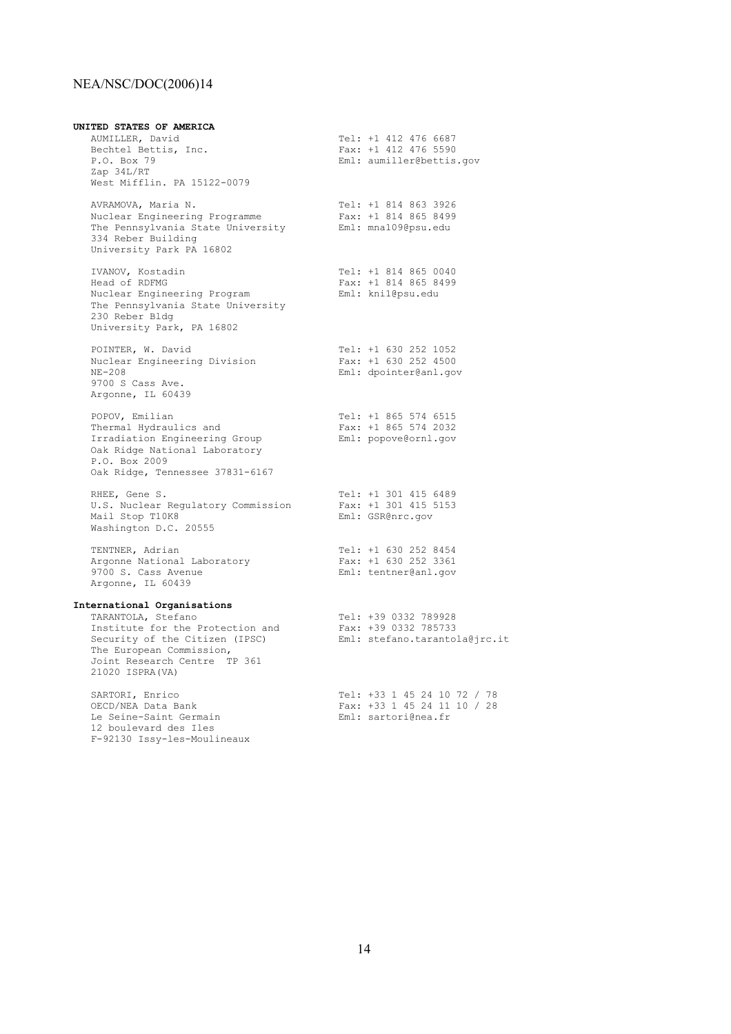**UNITED STATES OF AMERICA**

AUMILLER, David
Bechtel Bettis, Inc.
P.O. Box 79
Zap 34L/RT
West Mifflin. PA 15122-0079
Tel: +1 412 476 6687
Fax: +1 412 476 5590
Eml: aumiller@bettis.gov

AVRAMOVA, Maria N.
Nuclear Engineering Programme
The Pennsylvania State University
334 Reber Building
University Park PA 16802
Tel: +1 814 863 3926
Fax: +1 814 865 8499
Eml: mna109@psu.edu

IVANOV, Kostadin
Head of RDFMG
Nuclear Engineering Program
The Pennsylvania State University
230 Reber Bldg
University Park, PA 16802
Tel: +1 814 865 0040
Fax: +1 814 865 8499
Eml: kni1@psu.edu

POINTER, W. David
Nuclear Engineering Division
NE-208
9700 S Cass Ave.
Argonne, IL 60439
Tel: +1 630 252 1052
Fax: +1 630 252 4500
Eml: dpointer@anl.gov

POPOV, Emilian
Thermal Hydraulics and
Irradiation Engineering Group
Oak Ridge National Laboratory
P.O. Box 2009
Oak Ridge, Tennessee 37831-6167
Tel: +1 865 574 6515
Fax: +1 865 574 2032
Eml: popove@ornl.gov

RHEE, Gene S.
U.S. Nuclear Regulatory Commission
Mail Stop T10K8
Washington D.C. 20555
Tel: +1 301 415 6489
Fax: +1 301 415 5153
Eml: GSR@nrc.gov

TENTNER, Adrian
Argonne National Laboratory
9700 S. Cass Avenue
Argonne, IL 60439
Tel: +1 630 252 8454
Fax: +1 630 252 3361
Eml: tentner@anl.gov

**International Organisations**

TARANTOLA, Stefano
Institute for the Protection and
Security of the Citizen (IPSC)
The European Commission,
Joint Research Centre TP 361
21020 ISPRA(VA)
Tel: +39 0332 789928
Fax: +39 0332 785733
Eml: stefano.tarantola@jrc.it

SARTORI, Enrico
OECD/NEA Data Bank
Le Seine-Saint Germain
12 boulevard des Iles
F-92130 Issy-les-Moulineaux
Tel: +33 1 45 24 10 72 / 78
Fax: +33 1 45 24 11 10 / 28
Eml: sartori@nea.fr